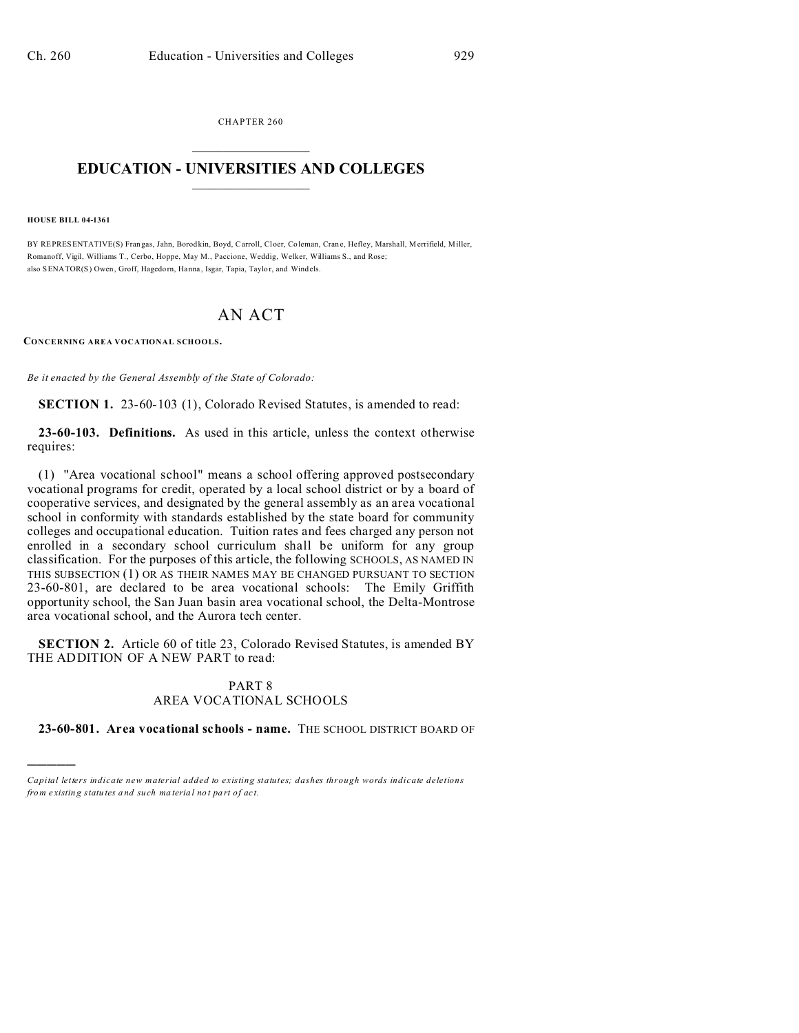CHAPTER 260

# EDUCATION - UNIVERSITIES AND COLLEGES

**HOUSE BILL 04-1361**

BY REPRESENTATIVE(S) Frangas, Jahn, Borodkin, Boyd, Carroll, Cloer, Coleman, Crane, Hefley, Marshall, Merrifield, Miller, Romanoff, Vigil, Williams T., Cerbo, Hoppe, May M., Paccione, Weddig, Welker, Williams S., and Rose;
also SENATOR(S) Owen, Groff, Hagedorn, Hanna, Isgar, Tapia, Taylor, and Windels.

# AN ACT

**CONCERNING AREA VOCATIONAL SCHOOLS.**

*Be it enacted by the General Assembly of the State of Colorado:*

**SECTION 1.** 23-60-103 (1), Colorado Revised Statutes, is amended to read:

**23-60-103. Definitions.** As used in this article, unless the context otherwise requires:

(1) "Area vocational school" means a school offering approved postsecondary vocational programs for credit, operated by a local school district or by a board of cooperative services, and designated by the general assembly as an area vocational school in conformity with standards established by the state board for community colleges and occupational education. Tuition rates and fees charged any person not enrolled in a secondary school curriculum shall be uniform for any group classification. For the purposes of this article, the following SCHOOLS, AS NAMED IN THIS SUBSECTION (1) OR AS THEIR NAMES MAY BE CHANGED PURSUANT TO SECTION 23-60-801, are declared to be area vocational schools: The Emily Griffith opportunity school, the San Juan basin area vocational school, the Delta-Montrose area vocational school, and the Aurora tech center.

**SECTION 2.** Article 60 of title 23, Colorado Revised Statutes, is amended BY THE ADDITION OF A NEW PART to read:

PART 8
AREA VOCATIONAL SCHOOLS

**23-60-801. Area vocational schools - name.** THE SCHOOL DISTRICT BOARD OF

---

*Capital letters indicate new material added to existing statutes; dashes through words indicate deletions from existing statutes and such material not part of act.*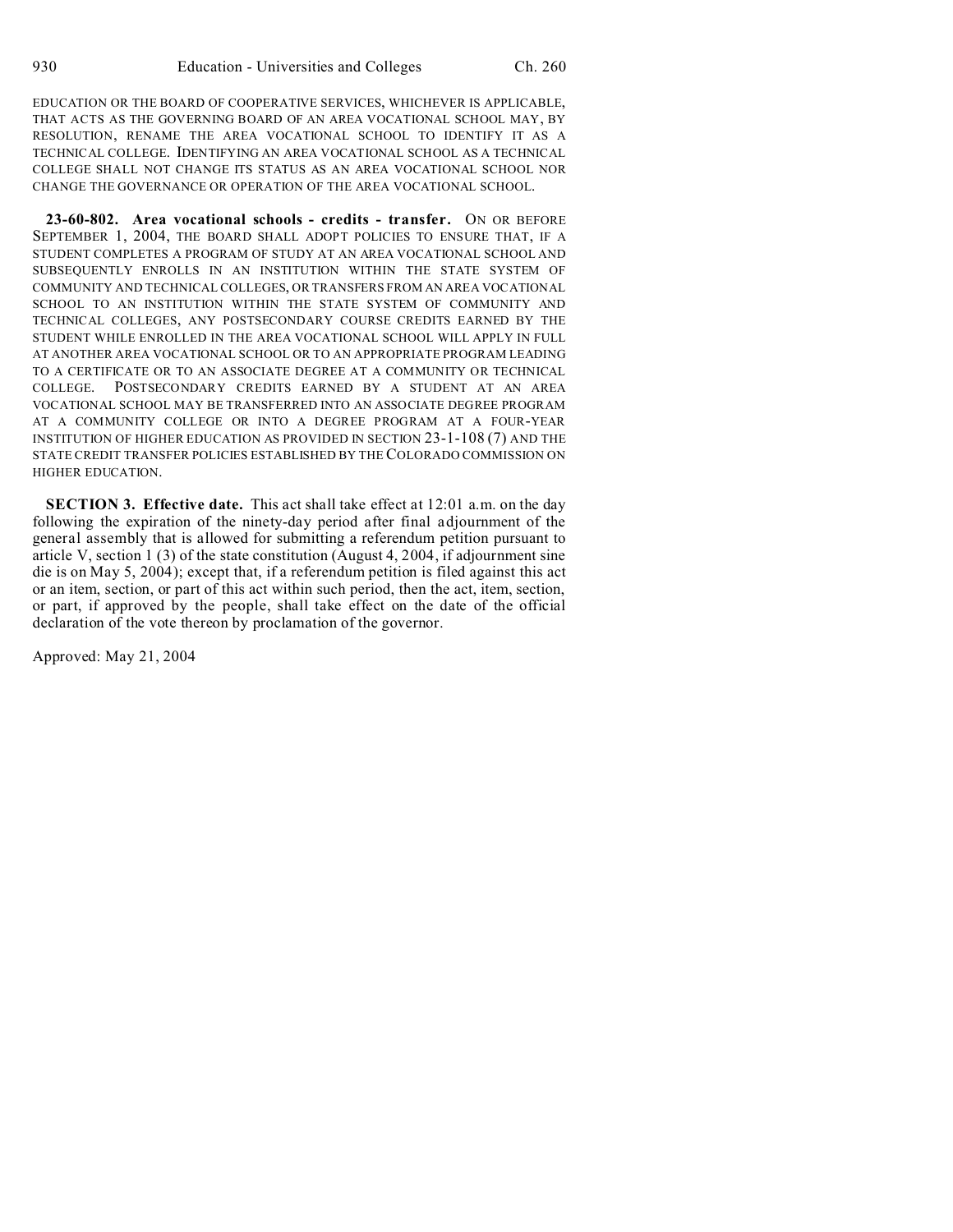EDUCATION OR THE BOARD OF COOPERATIVE SERVICES, WHICHEVER IS APPLICABLE, THAT ACTS AS THE GOVERNING BOARD OF AN AREA VOCATIONAL SCHOOL MAY, BY RESOLUTION, RENAME THE AREA VOCATIONAL SCHOOL TO IDENTIFY IT AS A TECHNICAL COLLEGE. IDENTIFYING AN AREA VOCATIONAL SCHOOL AS A TECHNICAL COLLEGE SHALL NOT CHANGE ITS STATUS AS AN AREA VOCATIONAL SCHOOL NOR CHANGE THE GOVERNANCE OR OPERATION OF THE AREA VOCATIONAL SCHOOL.

**23-60-802. Area vocational schools - credits - transfer.** ON OR BEFORE SEPTEMBER 1, 2004, THE BOARD SHALL ADOPT POLICIES TO ENSURE THAT, IF A STUDENT COMPLETES A PROGRAM OF STUDY AT AN AREA VOCATIONAL SCHOOL AND SUBSEQUENTLY ENROLLS IN AN INSTITUTION WITHIN THE STATE SYSTEM OF COMMUNITY AND TECHNICAL COLLEGES, OR TRANSFERS FROM AN AREA VOCATIONAL SCHOOL TO AN INSTITUTION WITHIN THE STATE SYSTEM OF COMMUNITY AND TECHNICAL COLLEGES, ANY POSTSECONDARY COURSE CREDITS EARNED BY THE STUDENT WHILE ENROLLED IN THE AREA VOCATIONAL SCHOOL WILL APPLY IN FULL AT ANOTHER AREA VOCATIONAL SCHOOL OR TO AN APPROPRIATE PROGRAM LEADING TO A CERTIFICATE OR TO AN ASSOCIATE DEGREE AT A COMMUNITY OR TECHNICAL COLLEGE. POSTSECONDARY CREDITS EARNED BY A STUDENT AT AN AREA VOCATIONAL SCHOOL MAY BE TRANSFERRED INTO AN ASSOCIATE DEGREE PROGRAM AT A COMMUNITY COLLEGE OR INTO A DEGREE PROGRAM AT A FOUR-YEAR INSTITUTION OF HIGHER EDUCATION AS PROVIDED IN SECTION 23-1-108 (7) AND THE STATE CREDIT TRANSFER POLICIES ESTABLISHED BY THE COLORADO COMMISSION ON HIGHER EDUCATION.

**SECTION 3. Effective date.** This act shall take effect at 12:01 a.m. on the day following the expiration of the ninety-day period after final adjournment of the general assembly that is allowed for submitting a referendum petition pursuant to article V, section 1 (3) of the state constitution (August 4, 2004, if adjournment sine die is on May 5, 2004); except that, if a referendum petition is filed against this act or an item, section, or part of this act within such period, then the act, item, section, or part, if approved by the people, shall take effect on the date of the official declaration of the vote thereon by proclamation of the governor.

Approved: May 21, 2004